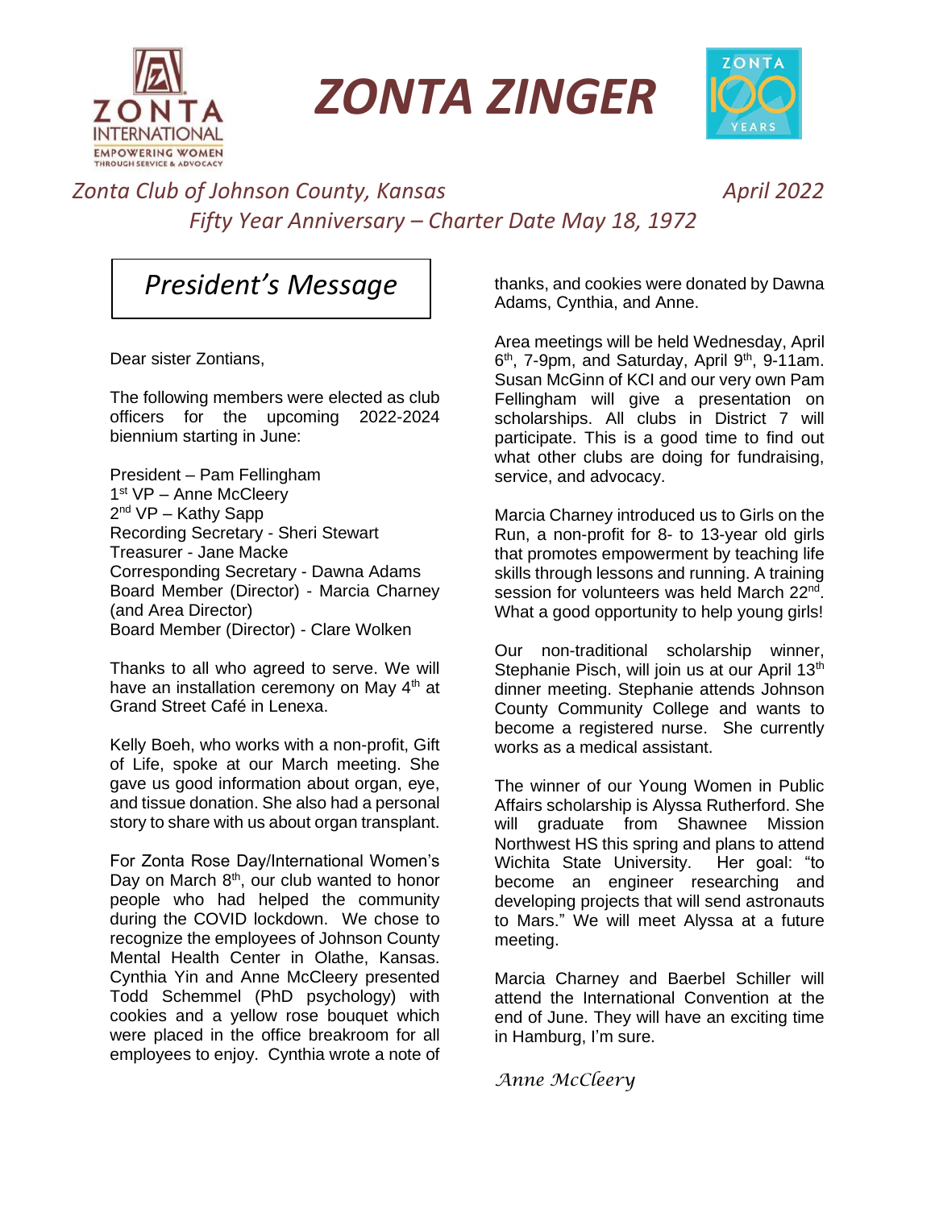# ZONTA ZINGER

*Zonta Club of Johnson County, Kansas* *April 2022*

*Fifty Year Anniversary – Charter Date May 18, 1972*

## *President's Message*

Dear sister Zontians,

The following members were elected as club officers for the upcoming 2022-2024 biennium starting in June:

President – Pam Fellingham
1st VP – Anne McCleery
2nd VP – Kathy Sapp
Recording Secretary - Sheri Stewart
Treasurer - Jane Macke
Corresponding Secretary - Dawna Adams
Board Member (Director) - Marcia Charney (and Area Director)
Board Member (Director) - Clare Wolken

Thanks to all who agreed to serve. We will have an installation ceremony on May 4th at Grand Street Café in Lenexa.

Kelly Boeh, who works with a non-profit, Gift of Life, spoke at our March meeting. She gave us good information about organ, eye, and tissue donation. She also had a personal story to share with us about organ transplant.

For Zonta Rose Day/International Women's Day on March 8th, our club wanted to honor people who had helped the community during the COVID lockdown. We chose to recognize the employees of Johnson County Mental Health Center in Olathe, Kansas. Cynthia Yin and Anne McCleery presented Todd Schemmel (PhD psychology) with cookies and a yellow rose bouquet which were placed in the office breakroom for all employees to enjoy. Cynthia wrote a note of thanks, and cookies were donated by Dawna Adams, Cynthia, and Anne.

Area meetings will be held Wednesday, April 6th, 7-9pm, and Saturday, April 9th, 9-11am. Susan McGinn of KCI and our very own Pam Fellingham will give a presentation on scholarships. All clubs in District 7 will participate. This is a good time to find out what other clubs are doing for fundraising, service, and advocacy.

Marcia Charney introduced us to Girls on the Run, a non-profit for 8- to 13-year old girls that promotes empowerment by teaching life skills through lessons and running. A training session for volunteers was held March 22nd. What a good opportunity to help young girls!

Our non-traditional scholarship winner, Stephanie Pisch, will join us at our April 13th dinner meeting. Stephanie attends Johnson County Community College and wants to become a registered nurse. She currently works as a medical assistant.

The winner of our Young Women in Public Affairs scholarship is Alyssa Rutherford. She will graduate from Shawnee Mission Northwest HS this spring and plans to attend Wichita State University. Her goal: "to become an engineer researching and developing projects that will send astronauts to Mars." We will meet Alyssa at a future meeting.

Marcia Charney and Baerbel Schiller will attend the International Convention at the end of June. They will have an exciting time in Hamburg, I'm sure.

*Anne McCleery*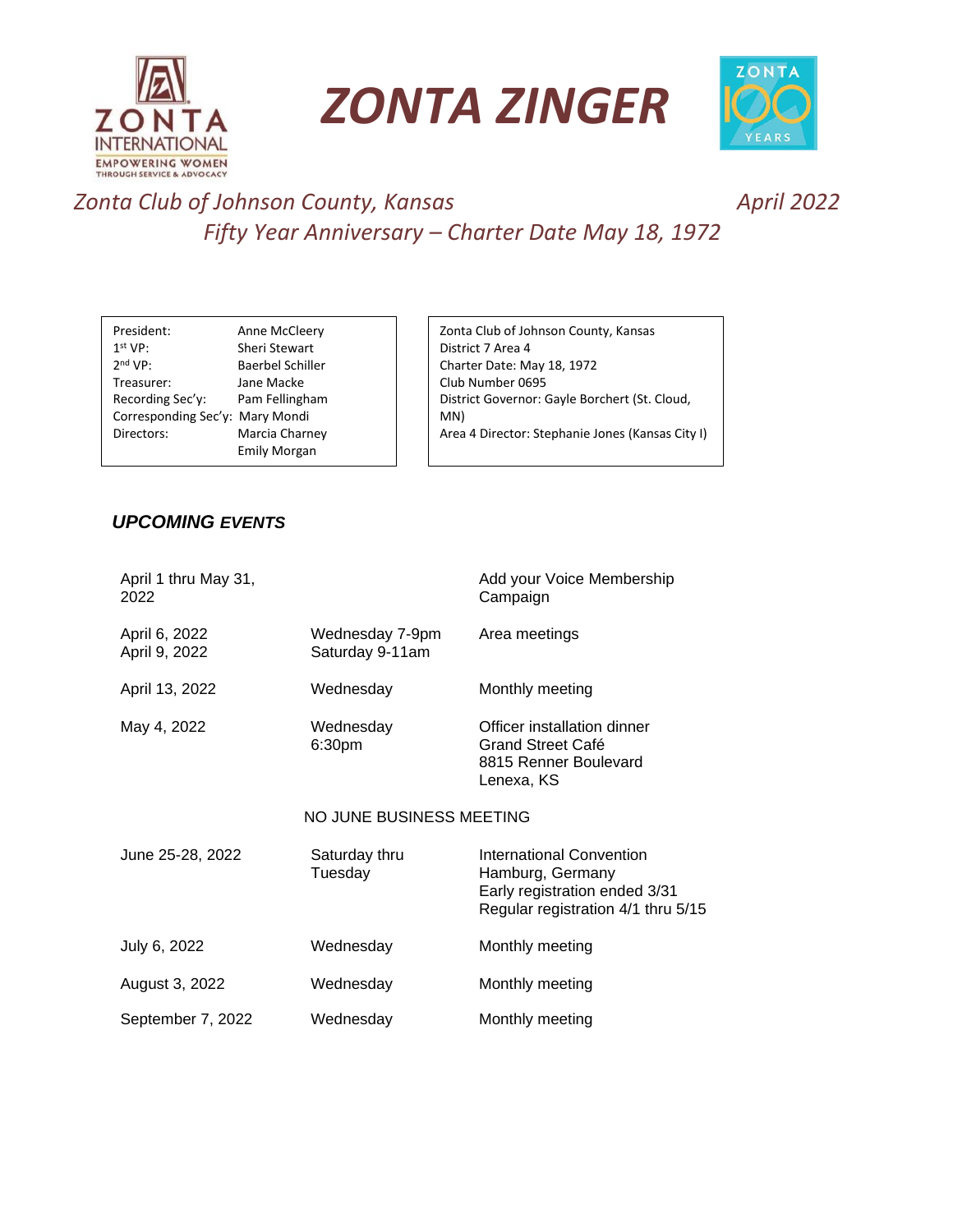# ZONTA ZINGER

*Zonta Club of Johnson County, Kansas* *April 2022*

*Fifty Year Anniversary – Charter Date May 18, 1972*

| | |
|---|---|
| President: | Anne McCleery |
| 1st VP: | Sheri Stewart |
| 2nd VP: | Baerbel Schiller |
| Treasurer: | Jane Macke |
| Recording Sec'y: | Pam Fellingham |
| Corresponding Sec'y: | Mary Mondi |
| Directors: | Marcia Charney |
| | Emily Morgan |

Zonta Club of Johnson County, Kansas
District 7 Area 4
Charter Date: May 18, 1972
Club Number 0695
District Governor: Gayle Borchert (St. Cloud, MN)
Area 4 Director: Stephanie Jones (Kansas City I)

## *UPCOMING EVENTS*

| | | |
|---|---|---|
| April 1 thru May 31, 2022 | | Add your Voice Membership Campaign |
| April 6, 2022<br>April 9, 2022 | Wednesday 7-9pm<br>Saturday 9-11am | Area meetings |
| April 13, 2022 | Wednesday | Monthly meeting |
| May 4, 2022 | Wednesday 6:30pm | Officer installation dinner<br>Grand Street Café<br>8815 Renner Boulevard<br>Lenexa, KS |
| | NO JUNE BUSINESS MEETING | |
| June 25-28, 2022 | Saturday thru Tuesday | International Convention<br>Hamburg, Germany<br>Early registration ended 3/31<br>Regular registration 4/1 thru 5/15 |
| July 6, 2022 | Wednesday | Monthly meeting |
| August 3, 2022 | Wednesday | Monthly meeting |
| September 7, 2022 | Wednesday | Monthly meeting |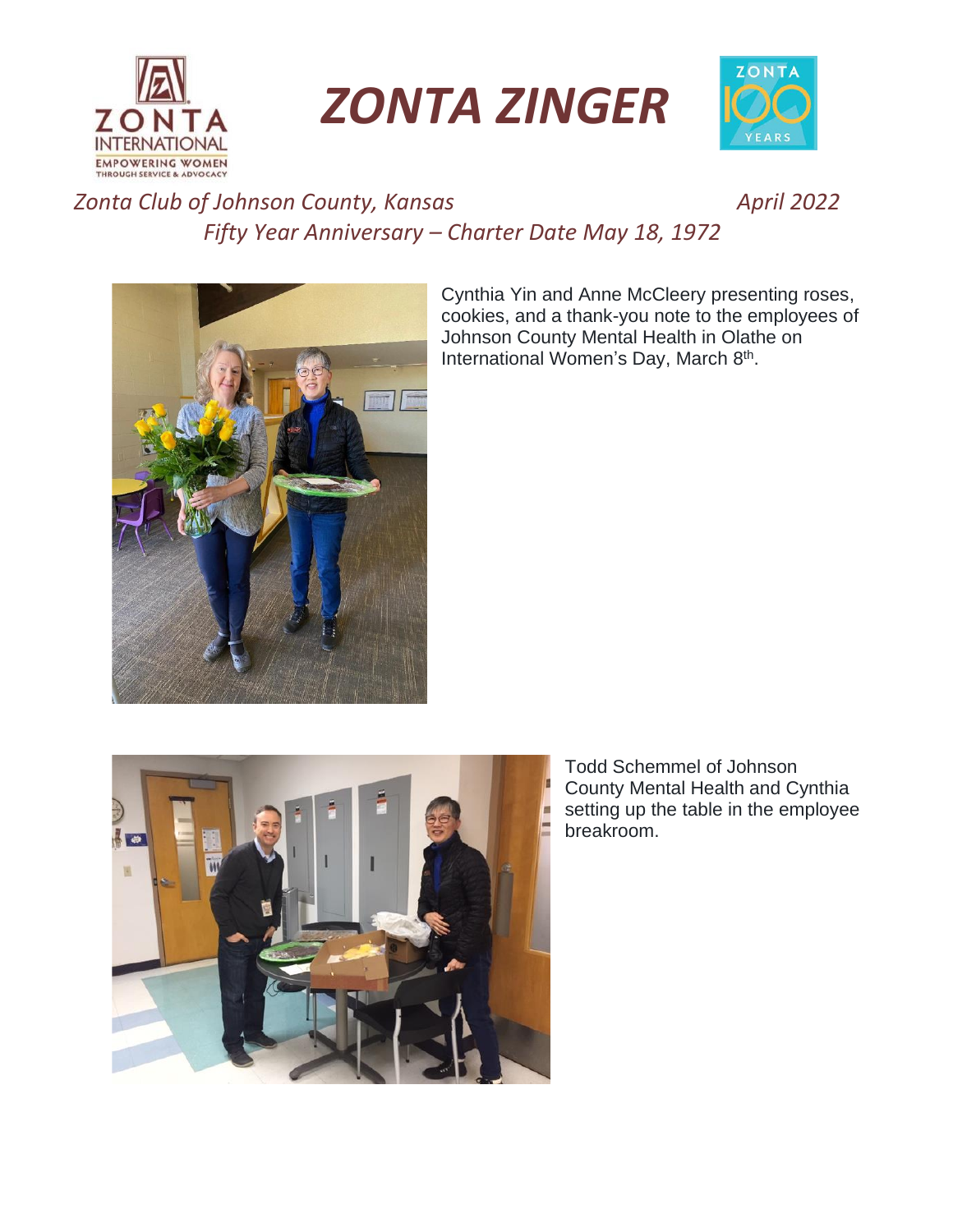# ZONTA ZINGER

*Zonta Club of Johnson County, Kansas* *April 2022*

*Fifty Year Anniversary – Charter Date May 18, 1972*

Cynthia Yin and Anne McCleery presenting roses, cookies, and a thank-you note to the employees of Johnson County Mental Health in Olathe on International Women's Day, March 8th.

Todd Schemmel of Johnson County Mental Health and Cynthia setting up the table in the employee breakroom.